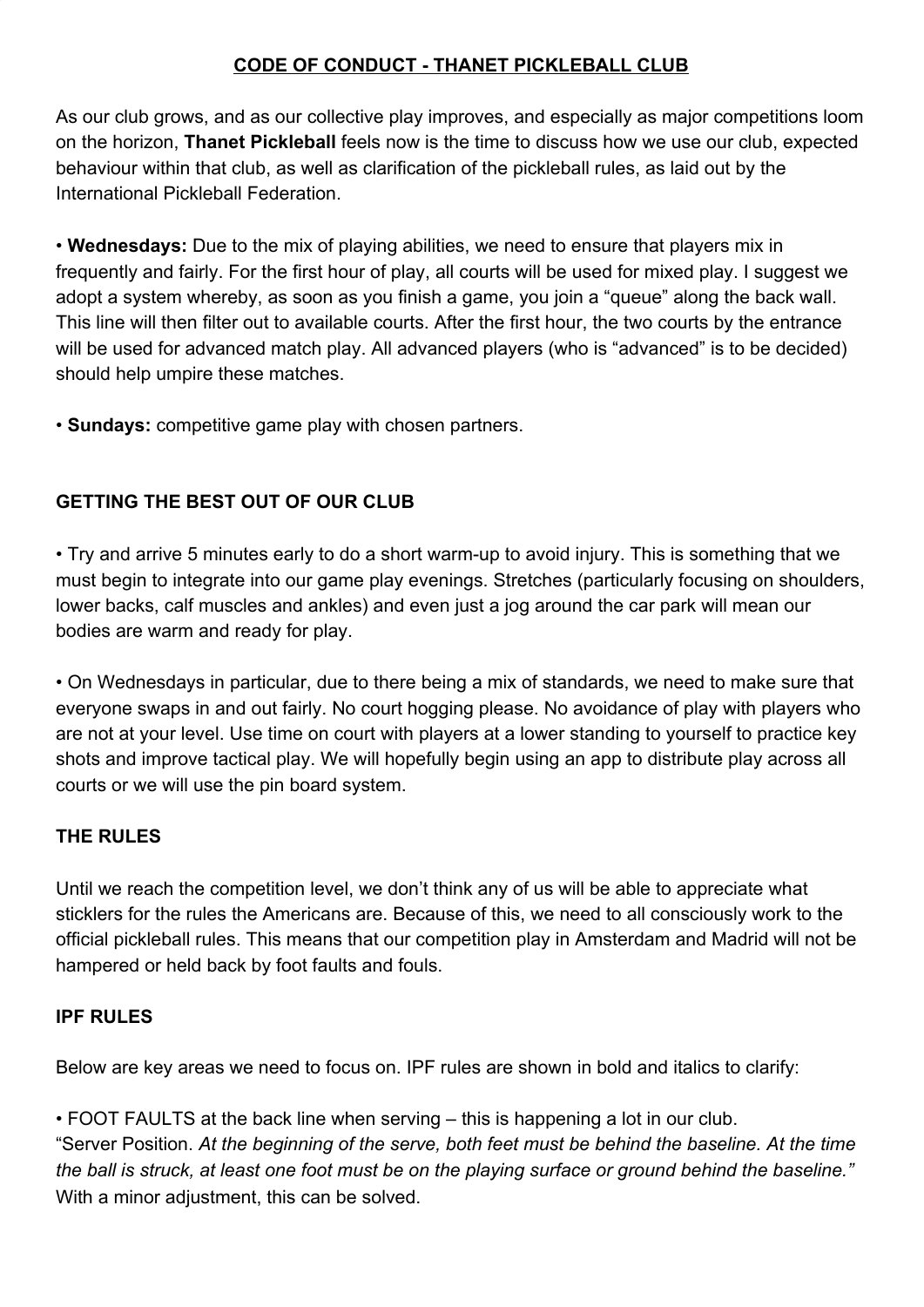# CODE OF CONDUCT - THANET PICKLEBALL CLUB

As our club grows, and as our collective play improves, and especially as major competitions loom on the horizon, **Thanet Pickleball** feels now is the time to discuss how we use our club, expected behaviour within that club, as well as clarification of the pickleball rules, as laid out by the International Pickleball Federation.

• **Wednesdays:** Due to the mix of playing abilities, we need to ensure that players mix in frequently and fairly. For the first hour of play, all courts will be used for mixed play. I suggest we adopt a system whereby, as soon as you finish a game, you join a "queue" along the back wall. This line will then filter out to available courts. After the first hour, the two courts by the entrance will be used for advanced match play. All advanced players (who is "advanced" is to be decided) should help umpire these matches.

• **Sundays:** competitive game play with chosen partners.

## GETTING THE BEST OUT OF OUR CLUB

• Try and arrive 5 minutes early to do a short warm-up to avoid injury. This is something that we must begin to integrate into our game play evenings. Stretches (particularly focusing on shoulders, lower backs, calf muscles and ankles) and even just a jog around the car park will mean our bodies are warm and ready for play.

• On Wednesdays in particular, due to there being a mix of standards, we need to make sure that everyone swaps in and out fairly. No court hogging please. No avoidance of play with players who are not at your level. Use time on court with players at a lower standing to yourself to practice key shots and improve tactical play. We will hopefully begin using an app to distribute play across all courts or we will use the pin board system.

## THE RULES

Until we reach the competition level, we don't think any of us will be able to appreciate what sticklers for the rules the Americans are. Because of this, we need to all consciously work to the official pickleball rules. This means that our competition play in Amsterdam and Madrid will not be hampered or held back by foot faults and fouls.

## IPF RULES

Below are key areas we need to focus on. IPF rules are shown in bold and italics to clarify:

• FOOT FAULTS at the back line when serving – this is happening a lot in our club.
"Server Position. *At the beginning of the serve, both feet must be behind the baseline. At the time the ball is struck, at least one foot must be on the playing surface or ground behind the baseline."* With a minor adjustment, this can be solved.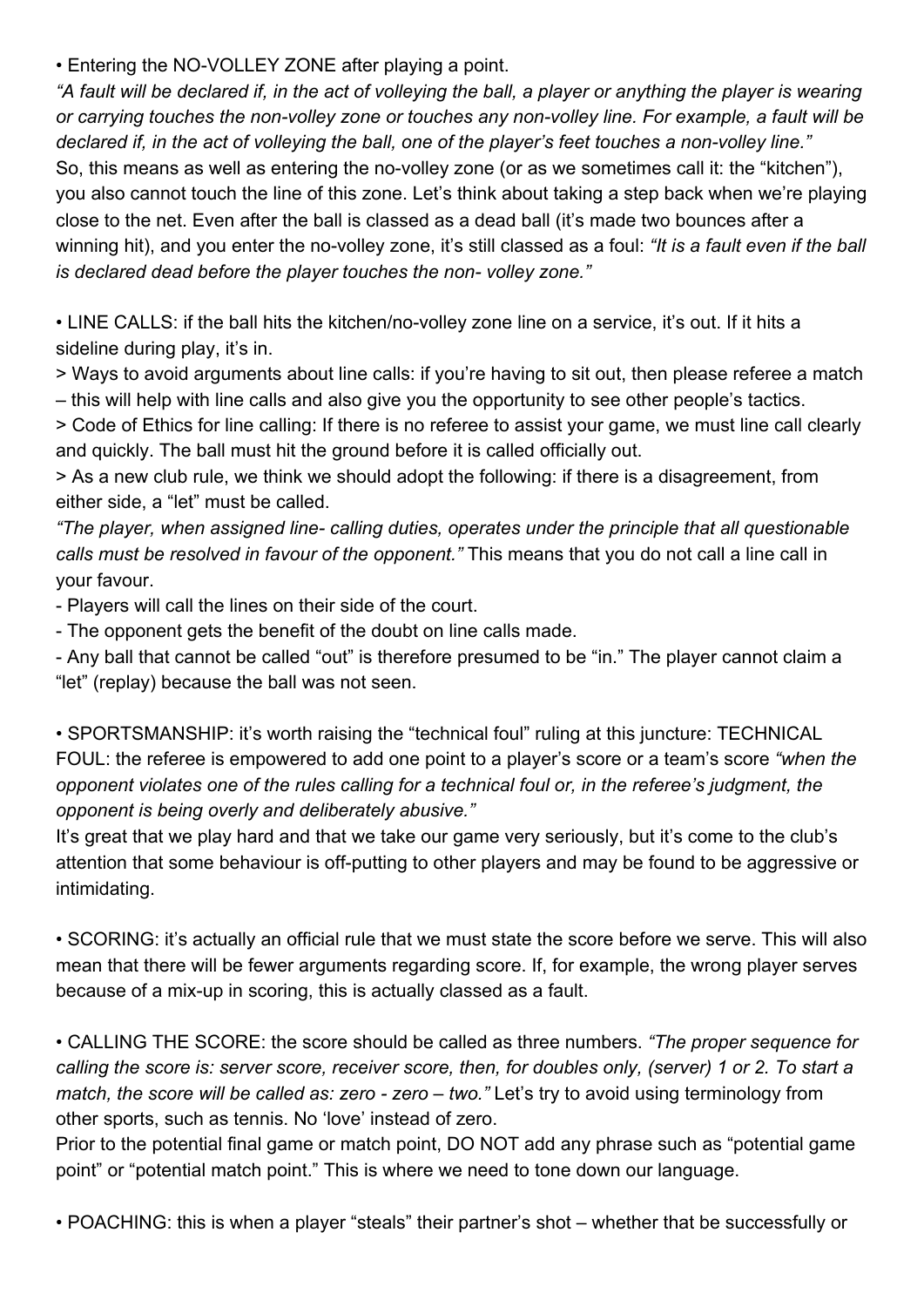• Entering the NO-VOLLEY ZONE after playing a point.

*"A fault will be declared if, in the act of volleying the ball, a player or anything the player is wearing or carrying touches the non-volley zone or touches any non-volley line. For example, a fault will be declared if, in the act of volleying the ball, one of the player's feet touches a non-volley line."*

So, this means as well as entering the no-volley zone (or as we sometimes call it: the "kitchen"), you also cannot touch the line of this zone. Let's think about taking a step back when we're playing close to the net. Even after the ball is classed as a dead ball (it's made two bounces after a winning hit), and you enter the no-volley zone, it's still classed as a foul: *"It is a fault even if the ball is declared dead before the player touches the non- volley zone."*

• LINE CALLS: if the ball hits the kitchen/no-volley zone line on a service, it's out. If it hits a sideline during play, it's in.

> Ways to avoid arguments about line calls: if you're having to sit out, then please referee a match – this will help with line calls and also give you the opportunity to see other people's tactics.

> Code of Ethics for line calling: If there is no referee to assist your game, we must line call clearly and quickly. The ball must hit the ground before it is called officially out.

> As a new club rule, we think we should adopt the following: if there is a disagreement, from either side, a "let" must be called.

*"The player, when assigned line- calling duties, operates under the principle that all questionable calls must be resolved in favour of the opponent."* This means that you do not call a line call in your favour.

- Players will call the lines on their side of the court.
- The opponent gets the benefit of the doubt on line calls made.
- Any ball that cannot be called "out" is therefore presumed to be "in." The player cannot claim a "let" (replay) because the ball was not seen.

• SPORTSMANSHIP: it's worth raising the "technical foul" ruling at this juncture: TECHNICAL FOUL: the referee is empowered to add one point to a player's score or a team's score *"when the opponent violates one of the rules calling for a technical foul or, in the referee's judgment, the opponent is being overly and deliberately abusive."*

It's great that we play hard and that we take our game very seriously, but it's come to the club's attention that some behaviour is off-putting to other players and may be found to be aggressive or intimidating.

• SCORING: it's actually an official rule that we must state the score before we serve. This will also mean that there will be fewer arguments regarding score. If, for example, the wrong player serves because of a mix-up in scoring, this is actually classed as a fault.

• CALLING THE SCORE: the score should be called as three numbers. *"The proper sequence for calling the score is: server score, receiver score, then, for doubles only, (server) 1 or 2. To start a match, the score will be called as: zero - zero – two."* Let's try to avoid using terminology from other sports, such as tennis. No 'love' instead of zero.

Prior to the potential final game or match point, DO NOT add any phrase such as "potential game point" or "potential match point." This is where we need to tone down our language.

• POACHING: this is when a player "steals" their partner's shot – whether that be successfully or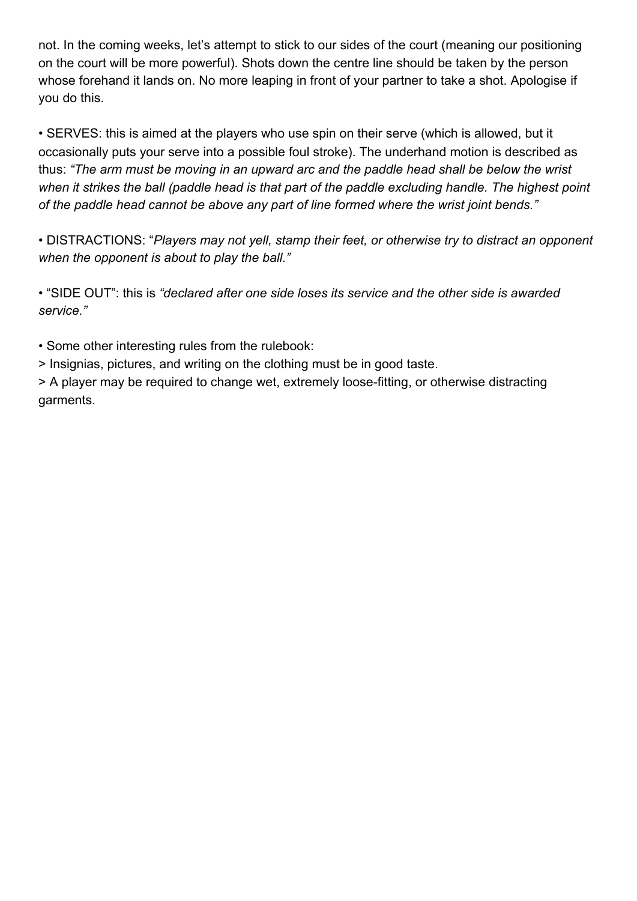not. In the coming weeks, let's attempt to stick to our sides of the court (meaning our positioning on the court will be more powerful). Shots down the centre line should be taken by the person whose forehand it lands on. No more leaping in front of your partner to take a shot. Apologise if you do this.

• SERVES: this is aimed at the players who use spin on their serve (which is allowed, but it occasionally puts your serve into a possible foul stroke). The underhand motion is described as thus: *"The arm must be moving in an upward arc and the paddle head shall be below the wrist when it strikes the ball (paddle head is that part of the paddle excluding handle. The highest point of the paddle head cannot be above any part of line formed where the wrist joint bends."*

• DISTRACTIONS: "*Players may not yell, stamp their feet, or otherwise try to distract an opponent when the opponent is about to play the ball."*

• "SIDE OUT": this is *"declared after one side loses its service and the other side is awarded service."*

• Some other interesting rules from the rulebook:

> Insignias, pictures, and writing on the clothing must be in good taste.

> A player may be required to change wet, extremely loose-fitting, or otherwise distracting garments.